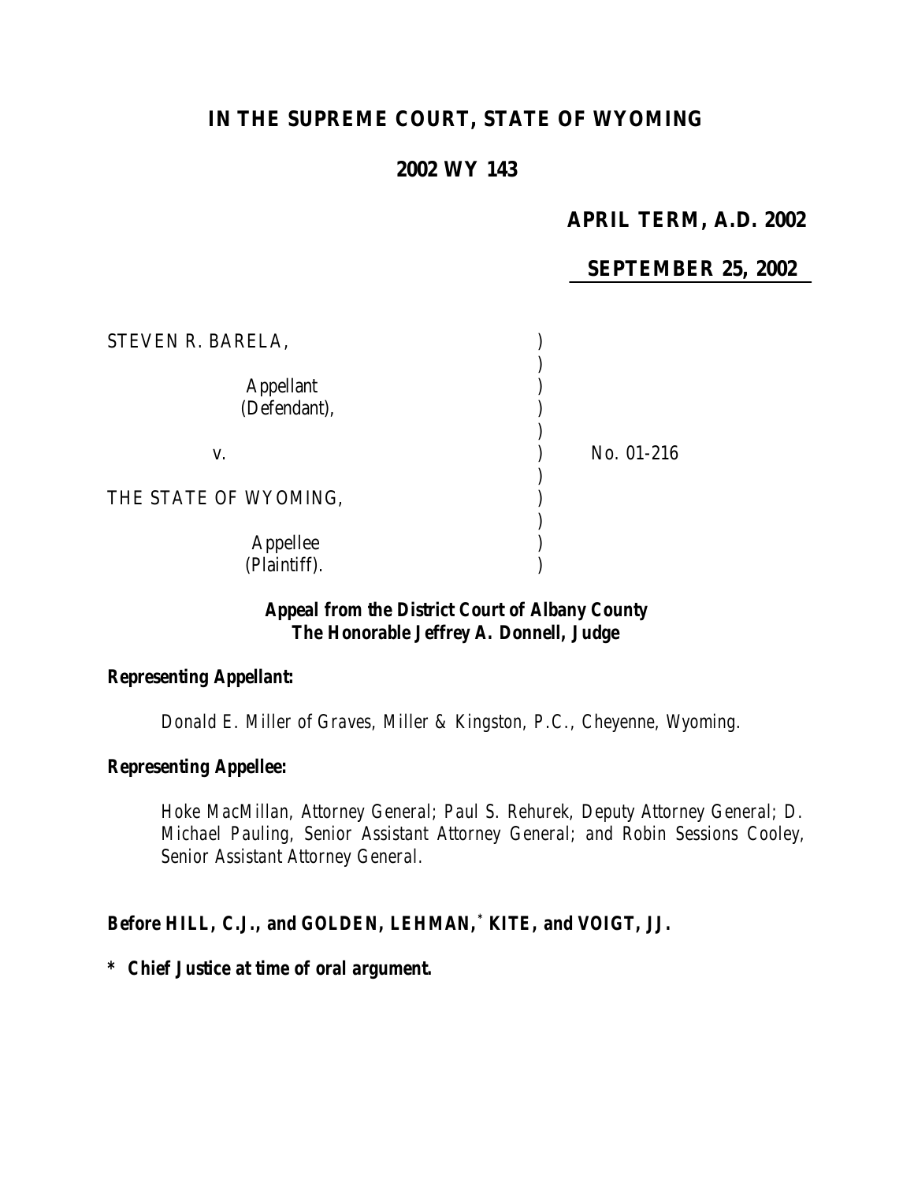# IN THE SUPREME COURT, STATE OF WYOMING

## 2002 WY 143

**APRIL TERM, A.D. 2002**

**SEPTEMBER 25, 2002**

STEVEN R. BARELA,

Appellant (Defendant),

v.

No. 01-216

THE STATE OF WYOMING,

Appellee (Plaintiff).

***Appeal from the District Court of Albany County***
***The Honorable Jeffrey A. Donnell, Judge***

***Representing Appellant:***

Donald E. Miller of Graves, Miller & Kingston, P.C., Cheyenne, Wyoming.

***Representing Appellee:***

Hoke MacMillan, Attorney General; Paul S. Rehurek, Deputy Attorney General; D. Michael Pauling, Senior Assistant Attorney General; and Robin Sessions Cooley, Senior Assistant Attorney General.

***Before HILL, C.J., and GOLDEN, LEHMAN,* KITE, and VOIGT, JJ.***

***\* Chief Justice at time of oral argument.***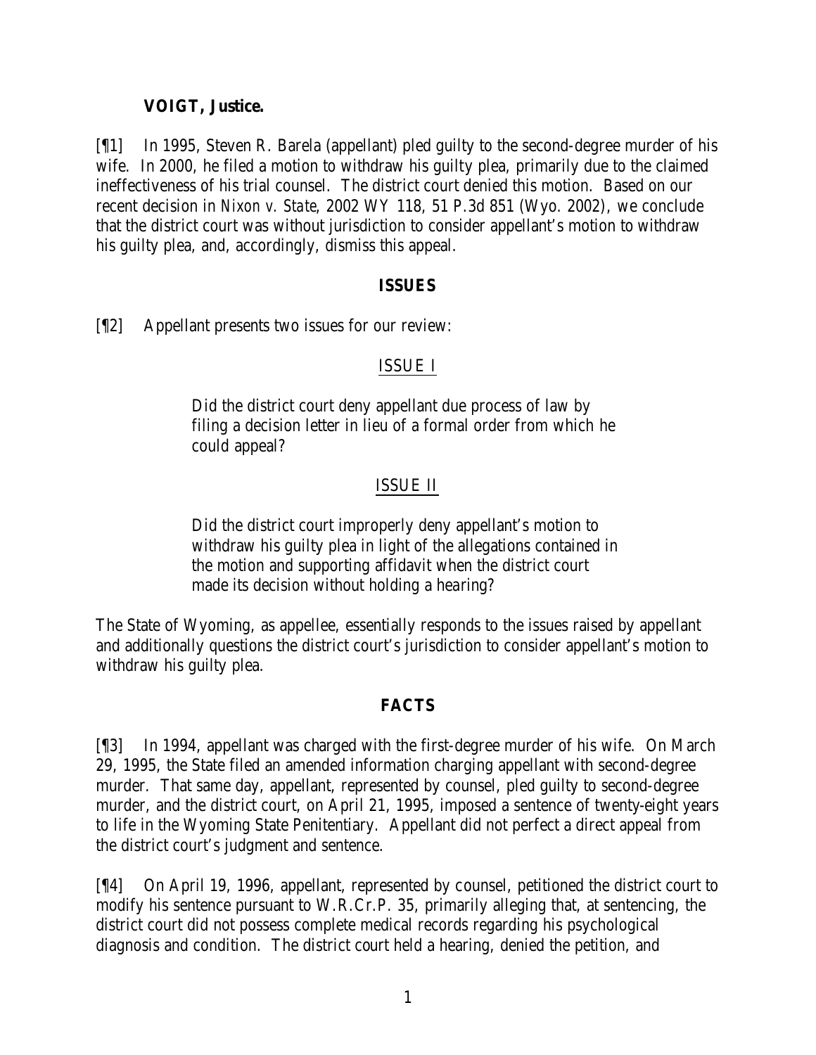**VOIGT, Justice.**

[¶1] In 1995, Steven R. Barela (appellant) pled guilty to the second-degree murder of his wife. In 2000, he filed a motion to withdraw his guilty plea, primarily due to the claimed ineffectiveness of his trial counsel. The district court denied this motion. Based on our recent decision in *Nixon v. State*, 2002 WY 118, 51 P.3d 851 (Wyo. 2002), we conclude that the district court was without jurisdiction to consider appellant's motion to withdraw his guilty plea, and, accordingly, dismiss this appeal.

## ISSUES

[¶2] Appellant presents two issues for our review:

> ISSUE I
>
> Did the district court deny appellant due process of law by filing a decision letter in lieu of a formal order from which he could appeal?
>
> ISSUE II
>
> Did the district court improperly deny appellant's motion to withdraw his guilty plea in light of the allegations contained in the motion and supporting affidavit when the district court made its decision without holding a hearing?

The State of Wyoming, as appellee, essentially responds to the issues raised by appellant and additionally questions the district court's jurisdiction to consider appellant's motion to withdraw his guilty plea.

## FACTS

[¶3] In 1994, appellant was charged with the first-degree murder of his wife. On March 29, 1995, the State filed an amended information charging appellant with second-degree murder. That same day, appellant, represented by counsel, pled guilty to second-degree murder, and the district court, on April 21, 1995, imposed a sentence of twenty-eight years to life in the Wyoming State Penitentiary. Appellant did not perfect a direct appeal from the district court's judgment and sentence.

[¶4] On April 19, 1996, appellant, represented by counsel, petitioned the district court to modify his sentence pursuant to W.R.Cr.P. 35, primarily alleging that, at sentencing, the district court did not possess complete medical records regarding his psychological diagnosis and condition. The district court held a hearing, denied the petition, and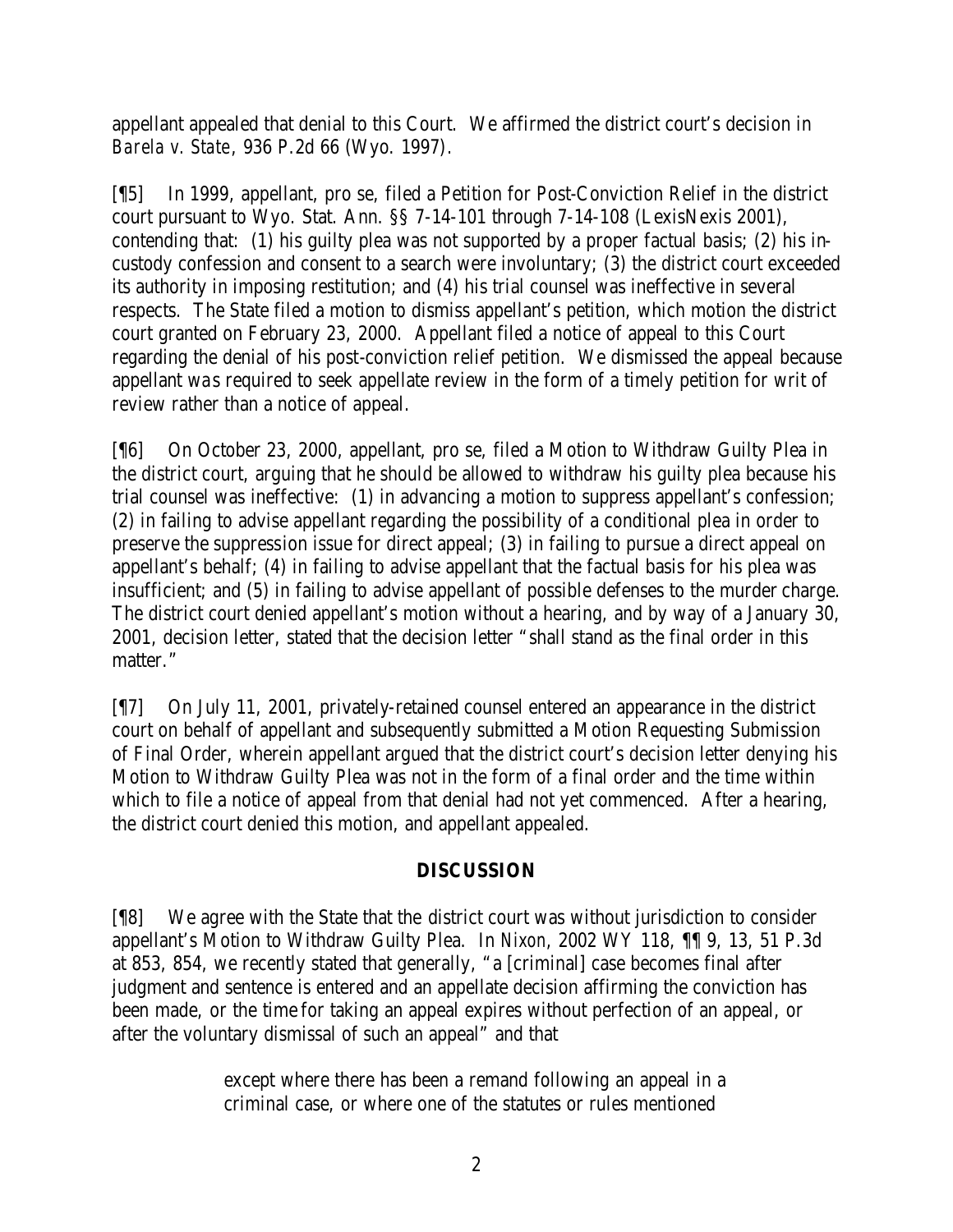appellant appealed that denial to this Court. We affirmed the district court's decision in *Barela v. State*, 936 P.2d 66 (Wyo. 1997).

[¶5] In 1999, appellant, pro se, filed a Petition for Post-Conviction Relief in the district court pursuant to Wyo. Stat. Ann. §§ 7-14-101 through 7-14-108 (LexisNexis 2001), contending that: (1) his guilty plea was not supported by a proper factual basis; (2) his in-custody confession and consent to a search were involuntary; (3) the district court exceeded its authority in imposing restitution; and (4) his trial counsel was ineffective in several respects. The State filed a motion to dismiss appellant's petition, which motion the district court granted on February 23, 2000. Appellant filed a notice of appeal to this Court regarding the denial of his post-conviction relief petition. We dismissed the appeal because appellant was required to seek appellate review in the form of a timely petition for writ of review rather than a notice of appeal.

[¶6] On October 23, 2000, appellant, pro se, filed a Motion to Withdraw Guilty Plea in the district court, arguing that he should be allowed to withdraw his guilty plea because his trial counsel was ineffective: (1) in advancing a motion to suppress appellant's confession; (2) in failing to advise appellant regarding the possibility of a conditional plea in order to preserve the suppression issue for direct appeal; (3) in failing to pursue a direct appeal on appellant's behalf; (4) in failing to advise appellant that the factual basis for his plea was insufficient; and (5) in failing to advise appellant of possible defenses to the murder charge. The district court denied appellant's motion without a hearing, and by way of a January 30, 2001, decision letter, stated that the decision letter "shall stand as the final order in this matter."

[¶7] On July 11, 2001, privately-retained counsel entered an appearance in the district court on behalf of appellant and subsequently submitted a Motion Requesting Submission of Final Order, wherein appellant argued that the district court's decision letter denying his Motion to Withdraw Guilty Plea was not in the form of a final order and the time within which to file a notice of appeal from that denial had not yet commenced. After a hearing, the district court denied this motion, and appellant appealed.

## DISCUSSION

[¶8] We agree with the State that the district court was without jurisdiction to consider appellant's Motion to Withdraw Guilty Plea. In *Nixon*, 2002 WY 118, ¶¶ 9, 13, 51 P.3d at 853, 854, we recently stated that generally, "a [criminal] case becomes final after judgment and sentence is entered and an appellate decision affirming the conviction has been made, or the time for taking an appeal expires without perfection of an appeal, or after the voluntary dismissal of such an appeal" and that

> except where there has been a remand following an appeal in a criminal case, or where one of the statutes or rules mentioned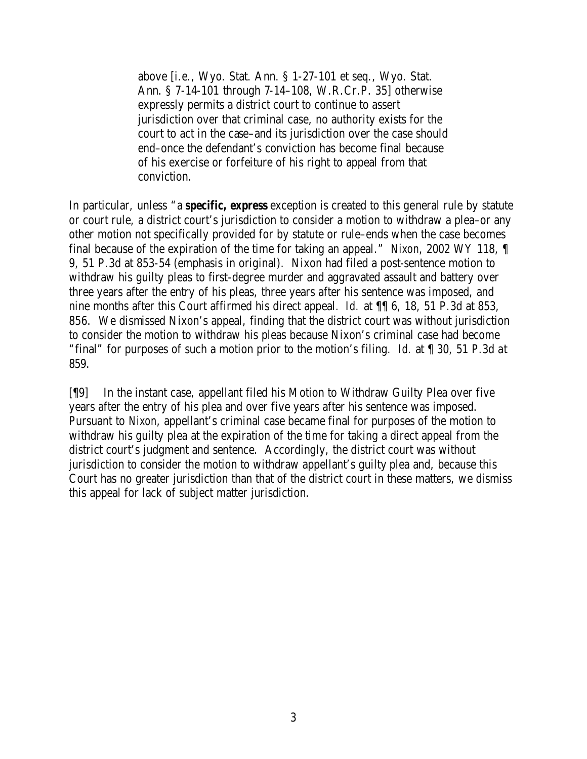> above [i.e., Wyo. Stat. Ann. § 1-27-101 et seq., Wyo. Stat. Ann. § 7-14-101 through 7-14–108, W.R.Cr.P. 35] otherwise expressly permits a district court to continue to assert jurisdiction over that criminal case, no authority exists for the court to act in the case–and its jurisdiction over the case should end–once the defendant's conviction has become final because of his exercise or forfeiture of his right to appeal from that conviction.

In particular, unless "a **specific, express** exception is created to this general rule by statute or court rule, a district court's jurisdiction to consider a motion to withdraw a plea–or any other motion not specifically provided for by statute or rule–ends when the case becomes final because of the expiration of the time for taking an appeal." *Nixon*, 2002 WY 118, ¶ 9, 51 P.3d at 853-54 (emphasis in original). Nixon had filed a post-sentence motion to withdraw his guilty pleas to first-degree murder and aggravated assault and battery over three years after the entry of his pleas, three years after his sentence was imposed, and nine months after this Court affirmed his direct appeal. *Id.* at ¶¶ 6, 18, 51 P.3d at 853, 856. We dismissed Nixon's appeal, finding that the district court was without jurisdiction to consider the motion to withdraw his pleas because Nixon's criminal case had become "final" for purposes of such a motion prior to the motion's filing. *Id.* at ¶ 30, 51 P.3d at 859.

[¶9] In the instant case, appellant filed his Motion to Withdraw Guilty Plea over five years after the entry of his plea and over five years after his sentence was imposed. Pursuant to *Nixon*, appellant's criminal case became final for purposes of the motion to withdraw his guilty plea at the expiration of the time for taking a direct appeal from the district court's judgment and sentence. Accordingly, the district court was without jurisdiction to consider the motion to withdraw appellant's guilty plea and, because this Court has no greater jurisdiction than that of the district court in these matters, we dismiss this appeal for lack of subject matter jurisdiction.